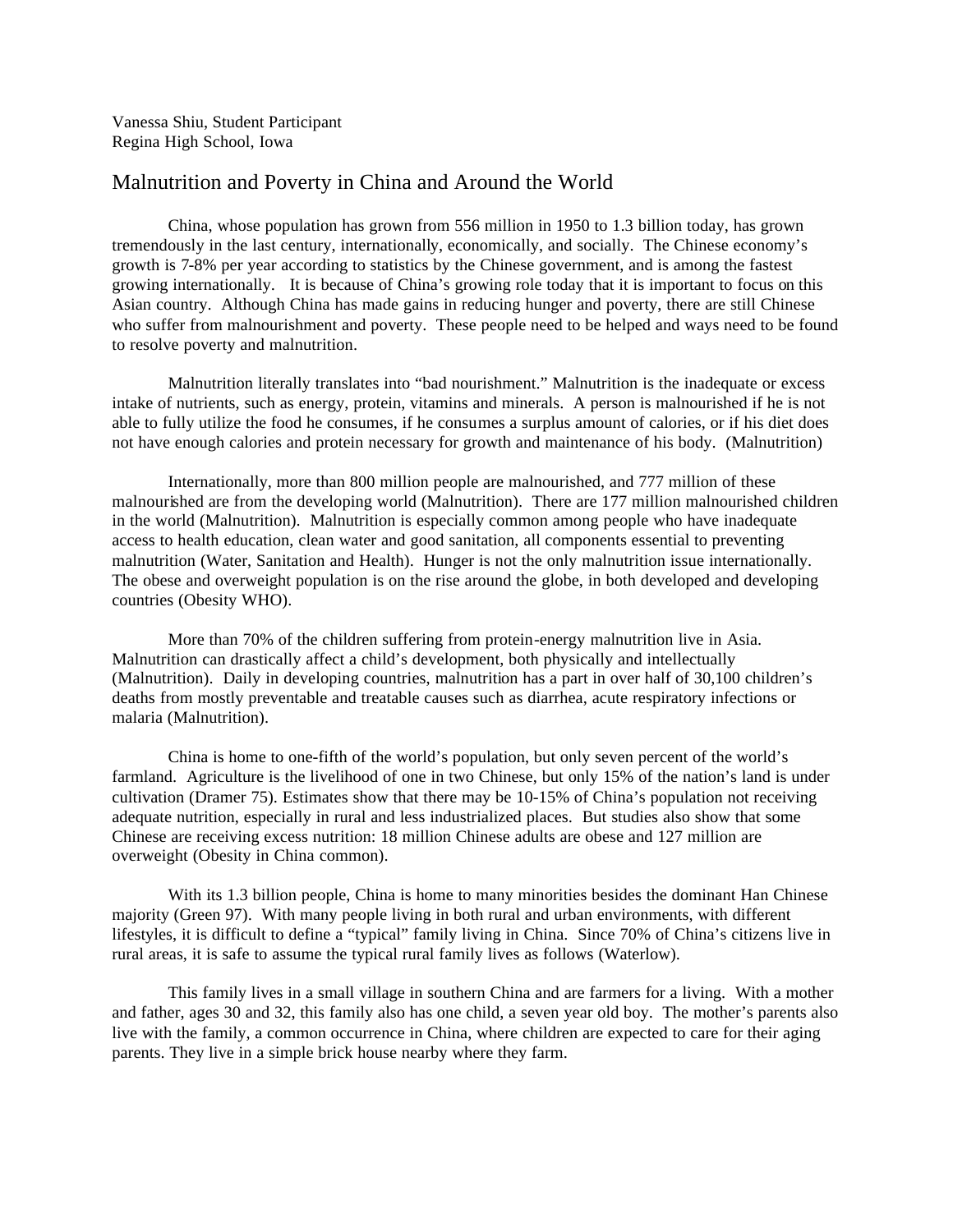Vanessa Shiu, Student Participant
Regina High School, Iowa

# Malnutrition and Poverty in China and Around the World

China, whose population has grown from 556 million in 1950 to 1.3 billion today, has grown tremendously in the last century, internationally, economically, and socially. The Chinese economy's growth is 7-8% per year according to statistics by the Chinese government, and is among the fastest growing internationally. It is because of China's growing role today that it is important to focus on this Asian country. Although China has made gains in reducing hunger and poverty, there are still Chinese who suffer from malnourishment and poverty. These people need to be helped and ways need to be found to resolve poverty and malnutrition.

Malnutrition literally translates into "bad nourishment." Malnutrition is the inadequate or excess intake of nutrients, such as energy, protein, vitamins and minerals. A person is malnourished if he is not able to fully utilize the food he consumes, if he consumes a surplus amount of calories, or if his diet does not have enough calories and protein necessary for growth and maintenance of his body. (Malnutrition)

Internationally, more than 800 million people are malnourished, and 777 million of these malnourished are from the developing world (Malnutrition). There are 177 million malnourished children in the world (Malnutrition). Malnutrition is especially common among people who have inadequate access to health education, clean water and good sanitation, all components essential to preventing malnutrition (Water, Sanitation and Health). Hunger is not the only malnutrition issue internationally. The obese and overweight population is on the rise around the globe, in both developed and developing countries (Obesity WHO).

More than 70% of the children suffering from protein-energy malnutrition live in Asia. Malnutrition can drastically affect a child's development, both physically and intellectually (Malnutrition). Daily in developing countries, malnutrition has a part in over half of 30,100 children's deaths from mostly preventable and treatable causes such as diarrhea, acute respiratory infections or malaria (Malnutrition).

China is home to one-fifth of the world's population, but only seven percent of the world's farmland. Agriculture is the livelihood of one in two Chinese, but only 15% of the nation's land is under cultivation (Dramer 75). Estimates show that there may be 10-15% of China's population not receiving adequate nutrition, especially in rural and less industrialized places. But studies also show that some Chinese are receiving excess nutrition: 18 million Chinese adults are obese and 127 million are overweight (Obesity in China common).

With its 1.3 billion people, China is home to many minorities besides the dominant Han Chinese majority (Green 97). With many people living in both rural and urban environments, with different lifestyles, it is difficult to define a "typical" family living in China. Since 70% of China's citizens live in rural areas, it is safe to assume the typical rural family lives as follows (Waterlow).

This family lives in a small village in southern China and are farmers for a living. With a mother and father, ages 30 and 32, this family also has one child, a seven year old boy. The mother's parents also live with the family, a common occurrence in China, where children are expected to care for their aging parents. They live in a simple brick house nearby where they farm.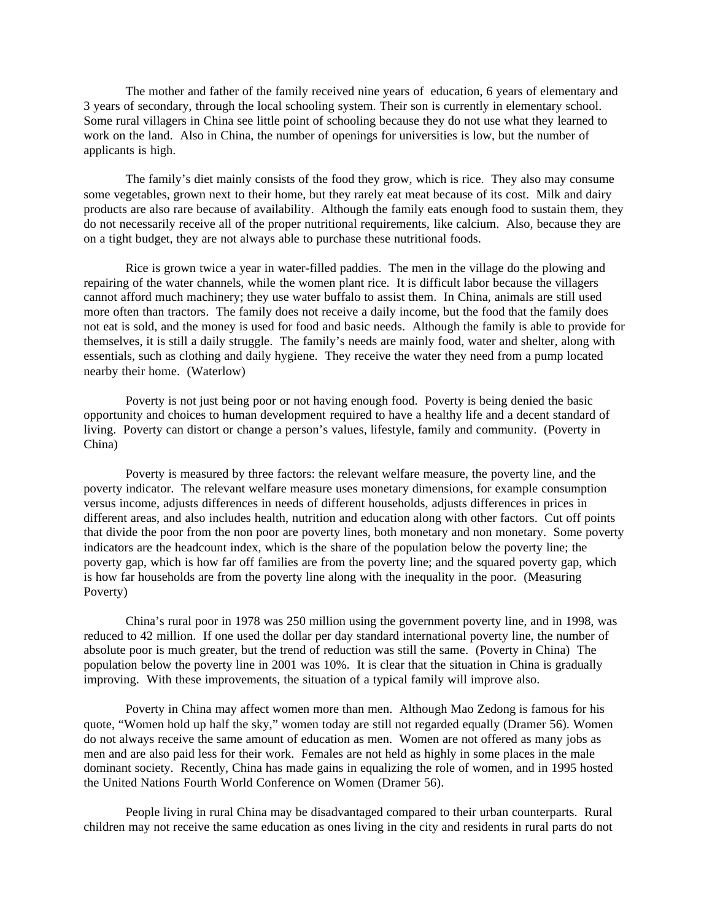The mother and father of the family received nine years of education, 6 years of elementary and 3 years of secondary, through the local schooling system. Their son is currently in elementary school. Some rural villagers in China see little point of schooling because they do not use what they learned to work on the land. Also in China, the number of openings for universities is low, but the number of applicants is high.

The family's diet mainly consists of the food they grow, which is rice. They also may consume some vegetables, grown next to their home, but they rarely eat meat because of its cost. Milk and dairy products are also rare because of availability. Although the family eats enough food to sustain them, they do not necessarily receive all of the proper nutritional requirements, like calcium. Also, because they are on a tight budget, they are not always able to purchase these nutritional foods.

Rice is grown twice a year in water-filled paddies. The men in the village do the plowing and repairing of the water channels, while the women plant rice. It is difficult labor because the villagers cannot afford much machinery; they use water buffalo to assist them. In China, animals are still used more often than tractors. The family does not receive a daily income, but the food that the family does not eat is sold, and the money is used for food and basic needs. Although the family is able to provide for themselves, it is still a daily struggle. The family's needs are mainly food, water and shelter, along with essentials, such as clothing and daily hygiene. They receive the water they need from a pump located nearby their home. (Waterlow)

Poverty is not just being poor or not having enough food. Poverty is being denied the basic opportunity and choices to human development required to have a healthy life and a decent standard of living. Poverty can distort or change a person's values, lifestyle, family and community. (Poverty in China)

Poverty is measured by three factors: the relevant welfare measure, the poverty line, and the poverty indicator. The relevant welfare measure uses monetary dimensions, for example consumption versus income, adjusts differences in needs of different households, adjusts differences in prices in different areas, and also includes health, nutrition and education along with other factors. Cut off points that divide the poor from the non poor are poverty lines, both monetary and non monetary. Some poverty indicators are the headcount index, which is the share of the population below the poverty line; the poverty gap, which is how far off families are from the poverty line; and the squared poverty gap, which is how far households are from the poverty line along with the inequality in the poor. (Measuring Poverty)

China's rural poor in 1978 was 250 million using the government poverty line, and in 1998, was reduced to 42 million. If one used the dollar per day standard international poverty line, the number of absolute poor is much greater, but the trend of reduction was still the same. (Poverty in China) The population below the poverty line in 2001 was 10%. It is clear that the situation in China is gradually improving. With these improvements, the situation of a typical family will improve also.

Poverty in China may affect women more than men. Although Mao Zedong is famous for his quote, "Women hold up half the sky," women today are still not regarded equally (Dramer 56). Women do not always receive the same amount of education as men. Women are not offered as many jobs as men and are also paid less for their work. Females are not held as highly in some places in the male dominant society. Recently, China has made gains in equalizing the role of women, and in 1995 hosted the United Nations Fourth World Conference on Women (Dramer 56).

People living in rural China may be disadvantaged compared to their urban counterparts. Rural children may not receive the same education as ones living in the city and residents in rural parts do not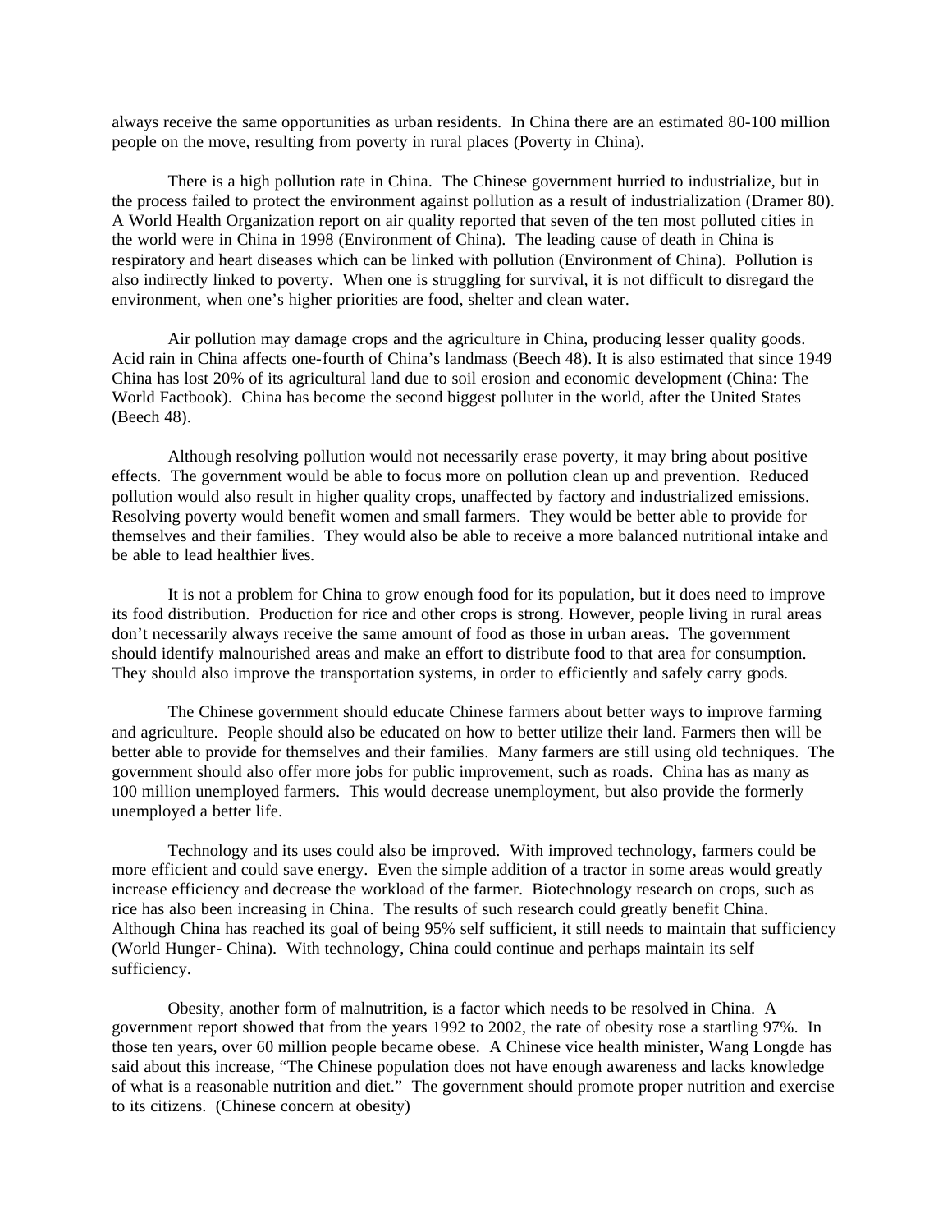always receive the same opportunities as urban residents. In China there are an estimated 80-100 million people on the move, resulting from poverty in rural places (Poverty in China).

There is a high pollution rate in China. The Chinese government hurried to industrialize, but in the process failed to protect the environment against pollution as a result of industrialization (Dramer 80). A World Health Organization report on air quality reported that seven of the ten most polluted cities in the world were in China in 1998 (Environment of China). The leading cause of death in China is respiratory and heart diseases which can be linked with pollution (Environment of China). Pollution is also indirectly linked to poverty. When one is struggling for survival, it is not difficult to disregard the environment, when one's higher priorities are food, shelter and clean water.

Air pollution may damage crops and the agriculture in China, producing lesser quality goods. Acid rain in China affects one-fourth of China's landmass (Beech 48). It is also estimated that since 1949 China has lost 20% of its agricultural land due to soil erosion and economic development (China: The World Factbook). China has become the second biggest polluter in the world, after the United States (Beech 48).

Although resolving pollution would not necessarily erase poverty, it may bring about positive effects. The government would be able to focus more on pollution clean up and prevention. Reduced pollution would also result in higher quality crops, unaffected by factory and industrialized emissions. Resolving poverty would benefit women and small farmers. They would be better able to provide for themselves and their families. They would also be able to receive a more balanced nutritional intake and be able to lead healthier lives.

It is not a problem for China to grow enough food for its population, but it does need to improve its food distribution. Production for rice and other crops is strong. However, people living in rural areas don't necessarily always receive the same amount of food as those in urban areas. The government should identify malnourished areas and make an effort to distribute food to that area for consumption. They should also improve the transportation systems, in order to efficiently and safely carry goods.

The Chinese government should educate Chinese farmers about better ways to improve farming and agriculture. People should also be educated on how to better utilize their land. Farmers then will be better able to provide for themselves and their families. Many farmers are still using old techniques. The government should also offer more jobs for public improvement, such as roads. China has as many as 100 million unemployed farmers. This would decrease unemployment, but also provide the formerly unemployed a better life.

Technology and its uses could also be improved. With improved technology, farmers could be more efficient and could save energy. Even the simple addition of a tractor in some areas would greatly increase efficiency and decrease the workload of the farmer. Biotechnology research on crops, such as rice has also been increasing in China. The results of such research could greatly benefit China. Although China has reached its goal of being 95% self sufficient, it still needs to maintain that sufficiency (World Hunger- China). With technology, China could continue and perhaps maintain its self sufficiency.

Obesity, another form of malnutrition, is a factor which needs to be resolved in China. A government report showed that from the years 1992 to 2002, the rate of obesity rose a startling 97%. In those ten years, over 60 million people became obese. A Chinese vice health minister, Wang Longde has said about this increase, "The Chinese population does not have enough awareness and lacks knowledge of what is a reasonable nutrition and diet." The government should promote proper nutrition and exercise to its citizens. (Chinese concern at obesity)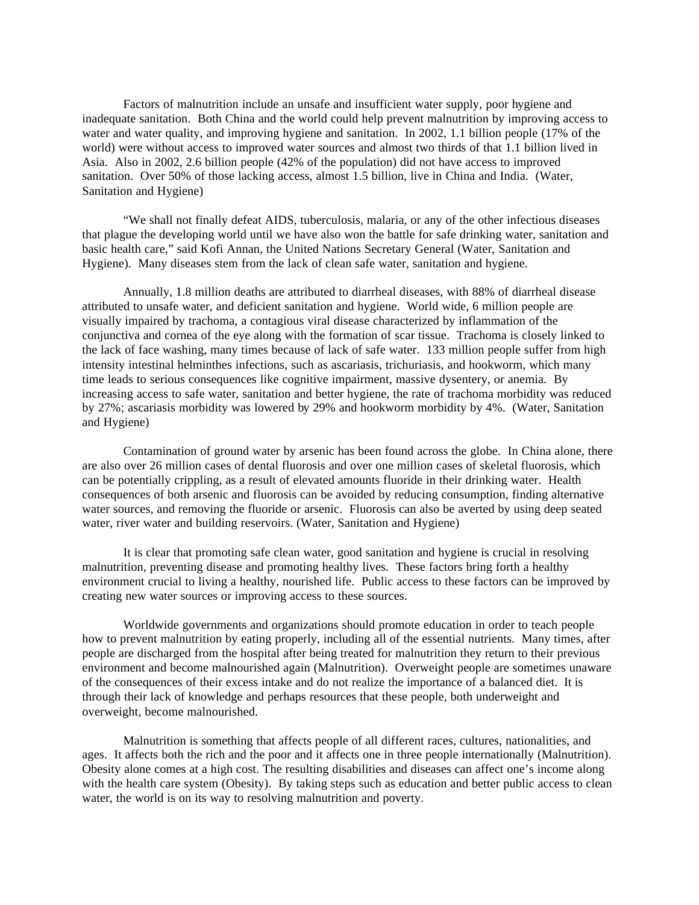Factors of malnutrition include an unsafe and insufficient water supply, poor hygiene and inadequate sanitation. Both China and the world could help prevent malnutrition by improving access to water and water quality, and improving hygiene and sanitation. In 2002, 1.1 billion people (17% of the world) were without access to improved water sources and almost two thirds of that 1.1 billion lived in Asia. Also in 2002, 2.6 billion people (42% of the population) did not have access to improved sanitation. Over 50% of those lacking access, almost 1.5 billion, live in China and India. (Water, Sanitation and Hygiene)

"We shall not finally defeat AIDS, tuberculosis, malaria, or any of the other infectious diseases that plague the developing world until we have also won the battle for safe drinking water, sanitation and basic health care," said Kofi Annan, the United Nations Secretary General (Water, Sanitation and Hygiene). Many diseases stem from the lack of clean safe water, sanitation and hygiene.

Annually, 1.8 million deaths are attributed to diarrheal diseases, with 88% of diarrheal disease attributed to unsafe water, and deficient sanitation and hygiene. World wide, 6 million people are visually impaired by trachoma, a contagious viral disease characterized by inflammation of the conjunctiva and cornea of the eye along with the formation of scar tissue. Trachoma is closely linked to the lack of face washing, many times because of lack of safe water. 133 million people suffer from high intensity intestinal helminthes infections, such as ascariasis, trichuriasis, and hookworm, which many time leads to serious consequences like cognitive impairment, massive dysentery, or anemia. By increasing access to safe water, sanitation and better hygiene, the rate of trachoma morbidity was reduced by 27%; ascariasis morbidity was lowered by 29% and hookworm morbidity by 4%. (Water, Sanitation and Hygiene)

Contamination of ground water by arsenic has been found across the globe. In China alone, there are also over 26 million cases of dental fluorosis and over one million cases of skeletal fluorosis, which can be potentially crippling, as a result of elevated amounts fluoride in their drinking water. Health consequences of both arsenic and fluorosis can be avoided by reducing consumption, finding alternative water sources, and removing the fluoride or arsenic. Fluorosis can also be averted by using deep seated water, river water and building reservoirs. (Water, Sanitation and Hygiene)

It is clear that promoting safe clean water, good sanitation and hygiene is crucial in resolving malnutrition, preventing disease and promoting healthy lives. These factors bring forth a healthy environment crucial to living a healthy, nourished life. Public access to these factors can be improved by creating new water sources or improving access to these sources.

Worldwide governments and organizations should promote education in order to teach people how to prevent malnutrition by eating properly, including all of the essential nutrients. Many times, after people are discharged from the hospital after being treated for malnutrition they return to their previous environment and become malnourished again (Malnutrition). Overweight people are sometimes unaware of the consequences of their excess intake and do not realize the importance of a balanced diet. It is through their lack of knowledge and perhaps resources that these people, both underweight and overweight, become malnourished.

Malnutrition is something that affects people of all different races, cultures, nationalities, and ages. It affects both the rich and the poor and it affects one in three people internationally (Malnutrition). Obesity alone comes at a high cost. The resulting disabilities and diseases can affect one's income along with the health care system (Obesity). By taking steps such as education and better public access to clean water, the world is on its way to resolving malnutrition and poverty.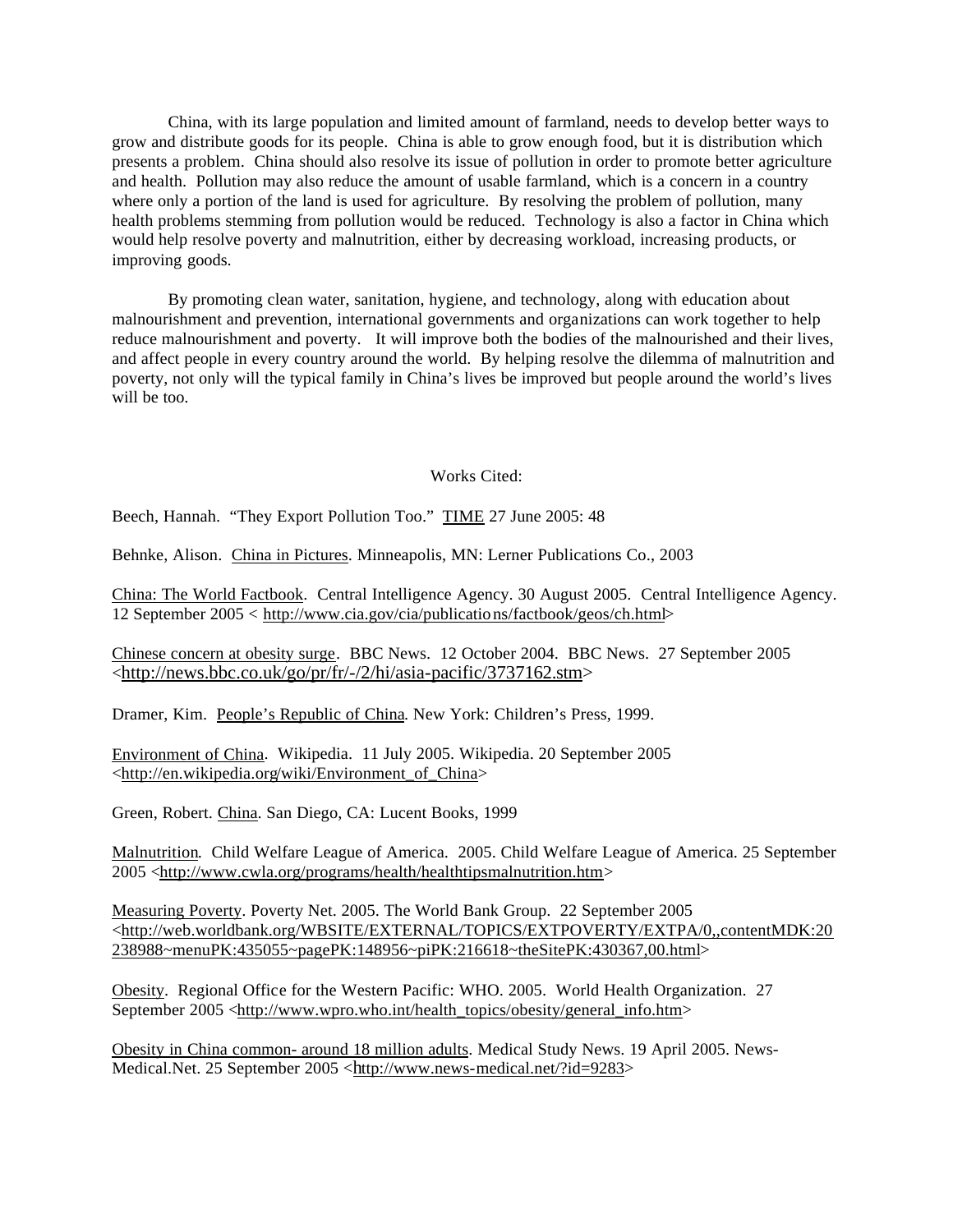China, with its large population and limited amount of farmland, needs to develop better ways to grow and distribute goods for its people. China is able to grow enough food, but it is distribution which presents a problem. China should also resolve its issue of pollution in order to promote better agriculture and health. Pollution may also reduce the amount of usable farmland, which is a concern in a country where only a portion of the land is used for agriculture. By resolving the problem of pollution, many health problems stemming from pollution would be reduced. Technology is also a factor in China which would help resolve poverty and malnutrition, either by decreasing workload, increasing products, or improving goods.

By promoting clean water, sanitation, hygiene, and technology, along with education about malnourishment and prevention, international governments and organizations can work together to help reduce malnourishment and poverty. It will improve both the bodies of the malnourished and their lives, and affect people in every country around the world. By helping resolve the dilemma of malnutrition and poverty, not only will the typical family in China's lives be improved but people around the world's lives will be too.

Works Cited:

Beech, Hannah. "They Export Pollution Too." TIME 27 June 2005: 48

Behnke, Alison. China in Pictures. Minneapolis, MN: Lerner Publications Co., 2003

China: The World Factbook. Central Intelligence Agency. 30 August 2005. Central Intelligence Agency. 12 September 2005 < http://www.cia.gov/cia/publications/factbook/geos/ch.html>

Chinese concern at obesity surge. BBC News. 12 October 2004. BBC News. 27 September 2005 <http://news.bbc.co.uk/go/pr/fr/-/2/hi/asia-pacific/3737162.stm>

Dramer, Kim. People's Republic of China. New York: Children's Press, 1999.

Environment of China. Wikipedia. 11 July 2005. Wikipedia. 20 September 2005 <http://en.wikipedia.org/wiki/Environment_of_China>

Green, Robert. China. San Diego, CA: Lucent Books, 1999

Malnutrition. Child Welfare League of America. 2005. Child Welfare League of America. 25 September 2005 <http://www.cwla.org/programs/health/healthtipsmalnutrition.htm>

Measuring Poverty. Poverty Net. 2005. The World Bank Group. 22 September 2005 <http://web.worldbank.org/WBSITE/EXTERNAL/TOPICS/EXTPOVERTY/EXTPA/0,,contentMDK:20238988~menuPK:435055~pagePK:148956~piPK:216618~theSitePK:430367,00.html>

Obesity. Regional Office for the Western Pacific: WHO. 2005. World Health Organization. 27 September 2005 <http://www.wpro.who.int/health_topics/obesity/general_info.htm>

Obesity in China common- around 18 million adults. Medical Study News. 19 April 2005. News-Medical.Net. 25 September 2005 <http://www.news-medical.net/?id=9283>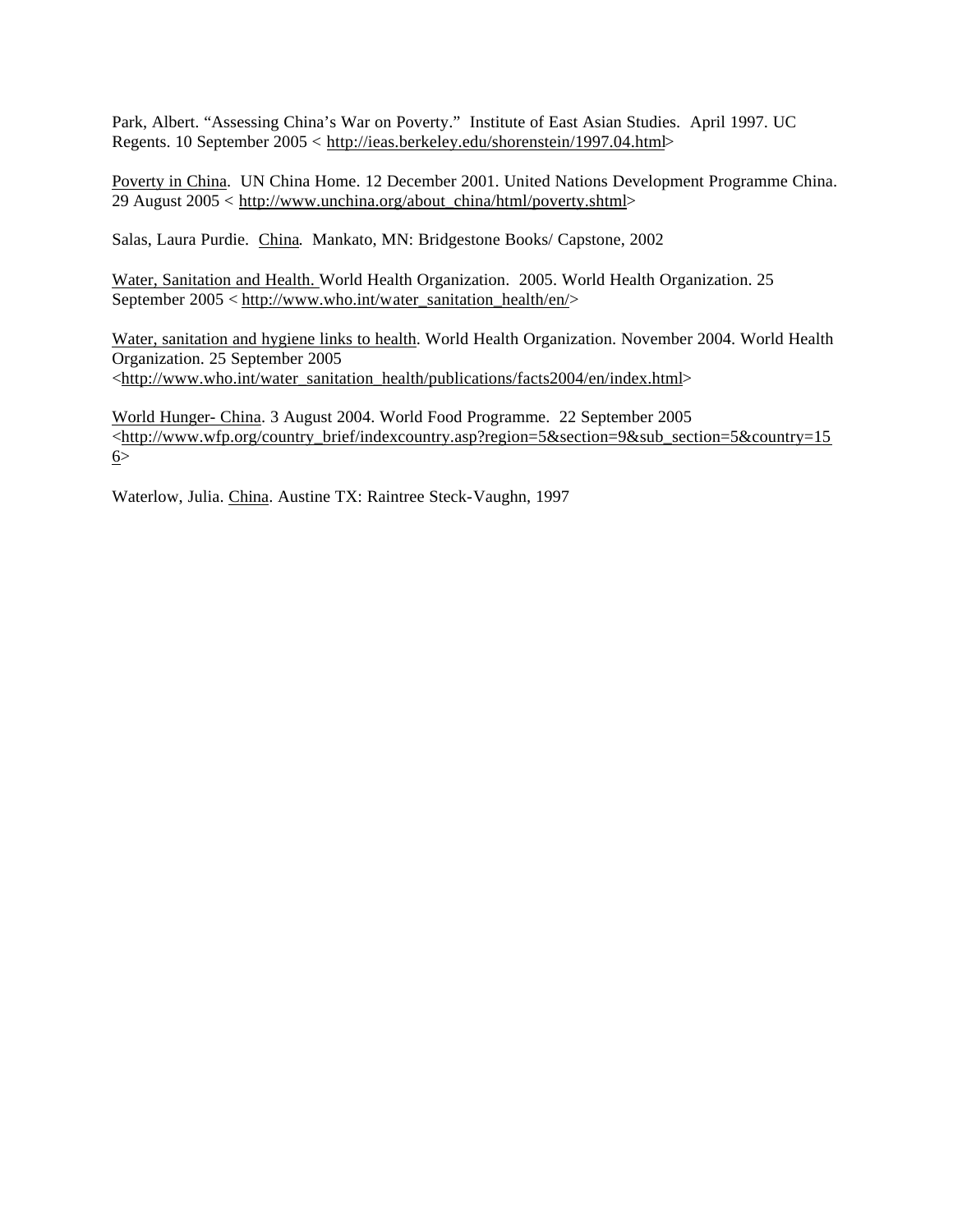Park, Albert. "Assessing China's War on Poverty." Institute of East Asian Studies. April 1997. UC Regents. 10 September 2005 < http://ieas.berkeley.edu/shorenstein/1997.04.html>

Poverty in China. UN China Home. 12 December 2001. United Nations Development Programme China. 29 August 2005 < http://www.unchina.org/about_china/html/poverty.shtml>

Salas, Laura Purdie. China. Mankato, MN: Bridgestone Books/ Capstone, 2002

Water, Sanitation and Health. World Health Organization. 2005. World Health Organization. 25 September 2005 < http://www.who.int/water_sanitation_health/en/>

Water, sanitation and hygiene links to health. World Health Organization. November 2004. World Health Organization. 25 September 2005 <http://www.who.int/water_sanitation_health/publications/facts2004/en/index.html>

World Hunger- China. 3 August 2004. World Food Programme. 22 September 2005 <http://www.wfp.org/country_brief/indexcountry.asp?region=5&section=9&sub_section=5&country=156>

Waterlow, Julia. China. Austine TX: Raintree Steck-Vaughn, 1997